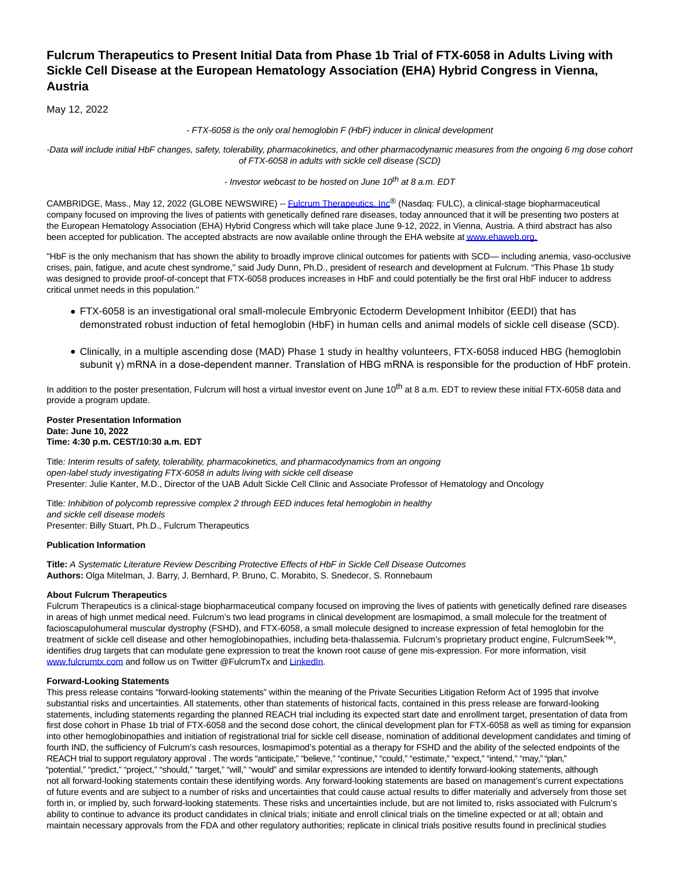# Fulcrum Therapeutics to Present Initial Data from Phase 1b Trial of FTX-6058 in Adults Living with Sickle Cell Disease at the European Hematology Association (EHA) Hybrid Congress in Vienna, Austria

May 12, 2022

*- FTX-6058 is the only oral hemoglobin F (HbF) inducer in clinical development*

*-Data will include initial HbF changes, safety, tolerability, pharmacokinetics, and other pharmacodynamic measures from the ongoing 6 mg dose cohort of FTX-6058 in adults with sickle cell disease (SCD)*

*- Investor webcast to be hosted on June 10th at 8 a.m. EDT*

CAMBRIDGE, Mass., May 12, 2022 (GLOBE NEWSWIRE) -- Fulcrum Therapeutics, Inc® (Nasdaq: FULC), a clinical-stage biopharmaceutical company focused on improving the lives of patients with genetically defined rare diseases, today announced that it will be presenting two posters at the European Hematology Association (EHA) Hybrid Congress which will take place June 9-12, 2022, in Vienna, Austria. A third abstract has also been accepted for publication. The accepted abstracts are now available online through the EHA website at www.ehaweb.org.

"HbF is the only mechanism that has shown the ability to broadly improve clinical outcomes for patients with SCD— including anemia, vaso-occlusive crises, pain, fatigue, and acute chest syndrome," said Judy Dunn, Ph.D., president of research and development at Fulcrum. "This Phase 1b study was designed to provide proof-of-concept that FTX-6058 produces increases in HbF and could potentially be the first oral HbF inducer to address critical unmet needs in this population."

- FTX-6058 is an investigational oral small-molecule Embryonic Ectoderm Development Inhibitor (EEDI) that has demonstrated robust induction of fetal hemoglobin (HbF) in human cells and animal models of sickle cell disease (SCD).
- Clinically, in a multiple ascending dose (MAD) Phase 1 study in healthy volunteers, FTX-6058 induced HBG (hemoglobin subunit γ) mRNA in a dose-dependent manner. Translation of HBG mRNA is responsible for the production of HbF protein.

In addition to the poster presentation, Fulcrum will host a virtual investor event on June 10th at 8 a.m. EDT to review these initial FTX-6058 data and provide a program update.

**Poster Presentation Information**
**Date: June 10, 2022**
**Time: 4:30 p.m. CEST/10:30 a.m. EDT**

Title*: Interim results of safety, tolerability, pharmacokinetics, and pharmacodynamics from an ongoing open-label study investigating FTX-6058 in adults living with sickle cell disease*
Presenter: Julie Kanter, M.D., Director of the UAB Adult Sickle Cell Clinic and Associate Professor of Hematology and Oncology

Title*: Inhibition of polycomb repressive complex 2 through EED induces fetal hemoglobin in healthy and sickle cell disease models*
Presenter: Billy Stuart, Ph.D., Fulcrum Therapeutics

**Publication Information**

**Title:** *A Systematic Literature Review Describing Protective Effects of HbF in Sickle Cell Disease Outcomes*
**Authors:** Olga Mitelman, J. Barry, J. Bernhard, P. Bruno, C. Morabito, S. Snedecor, S. Ronnebaum

**About Fulcrum Therapeutics**
Fulcrum Therapeutics is a clinical-stage biopharmaceutical company focused on improving the lives of patients with genetically defined rare diseases in areas of high unmet medical need. Fulcrum's two lead programs in clinical development are losmapimod, a small molecule for the treatment of facioscapulohumeral muscular dystrophy (FSHD), and FTX-6058, a small molecule designed to increase expression of fetal hemoglobin for the treatment of sickle cell disease and other hemoglobinopathies, including beta-thalassemia. Fulcrum's proprietary product engine, FulcrumSeek™, identifies drug targets that can modulate gene expression to treat the known root cause of gene mis-expression. For more information, visit www.fulcrumtx.com and follow us on Twitter @FulcrumTx and LinkedIn.

**Forward-Looking Statements**
This press release contains "forward-looking statements" within the meaning of the Private Securities Litigation Reform Act of 1995 that involve substantial risks and uncertainties. All statements, other than statements of historical facts, contained in this press release are forward-looking statements, including statements regarding the planned REACH trial including its expected start date and enrollment target, presentation of data from first dose cohort in Phase 1b trial of FTX-6058 and the second dose cohort, the clinical development plan for FTX-6058 as well as timing for expansion into other hemoglobinopathies and initiation of registrational trial for sickle cell disease, nomination of additional development candidates and timing of fourth IND, the sufficiency of Fulcrum's cash resources, losmapimod's potential as a therapy for FSHD and the ability of the selected endpoints of the REACH trial to support regulatory approval . The words "anticipate," "believe," "continue," "could," "estimate," "expect," "intend," "may," "plan," "potential," "predict," "project," "should," "target," "will," "would" and similar expressions are intended to identify forward-looking statements, although not all forward-looking statements contain these identifying words. Any forward-looking statements are based on management's current expectations of future events and are subject to a number of risks and uncertainties that could cause actual results to differ materially and adversely from those set forth in, or implied by, such forward-looking statements. These risks and uncertainties include, but are not limited to, risks associated with Fulcrum's ability to continue to advance its product candidates in clinical trials; initiate and enroll clinical trials on the timeline expected or at all; obtain and maintain necessary approvals from the FDA and other regulatory authorities; replicate in clinical trials positive results found in preclinical studies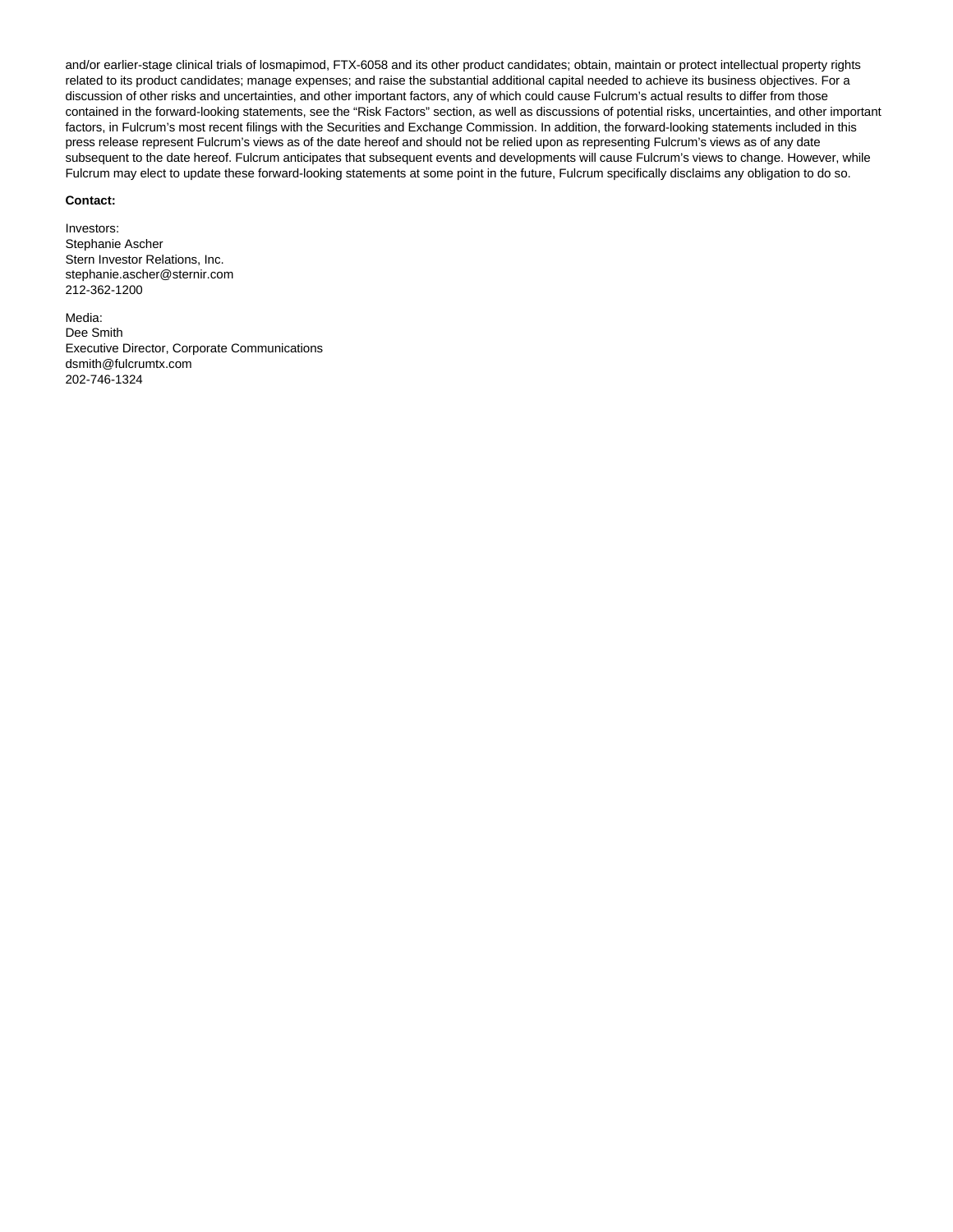and/or earlier-stage clinical trials of losmapimod, FTX-6058 and its other product candidates; obtain, maintain or protect intellectual property rights related to its product candidates; manage expenses; and raise the substantial additional capital needed to achieve its business objectives. For a discussion of other risks and uncertainties, and other important factors, any of which could cause Fulcrum's actual results to differ from those contained in the forward-looking statements, see the "Risk Factors" section, as well as discussions of potential risks, uncertainties, and other important factors, in Fulcrum's most recent filings with the Securities and Exchange Commission. In addition, the forward-looking statements included in this press release represent Fulcrum's views as of the date hereof and should not be relied upon as representing Fulcrum's views as of any date subsequent to the date hereof. Fulcrum anticipates that subsequent events and developments will cause Fulcrum's views to change. However, while Fulcrum may elect to update these forward-looking statements at some point in the future, Fulcrum specifically disclaims any obligation to do so.

**Contact:**

Investors:
Stephanie Ascher
Stern Investor Relations, Inc.
stephanie.ascher@sternir.com
212-362-1200

Media:
Dee Smith
Executive Director, Corporate Communications
dsmith@fulcrumtx.com
202-746-1324